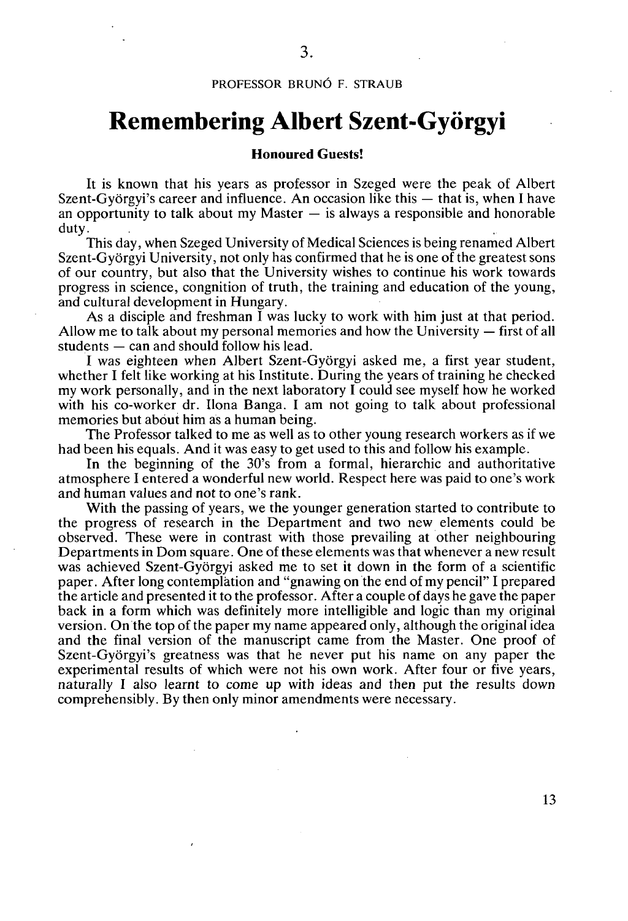3.

PROFESSOR BRUNÓ F. STRAUB

# Remembering Albert Szent-Györgyi

**Honoured Guests!**

It is known that his years as professor in Szeged were the peak of Albert Szent-Györgyi's career and influence. An occasion like this — that is, when I have an opportunity to talk about my Master — is always a responsible and honorable duty.

This day, when Szeged University of Medical Sciences is being renamed Albert Szent-Györgyi University, not only has confirmed that he is one of the greatest sons of our country, but also that the University wishes to continue his work towards progress in science, congnition of truth, the training and education of the young, and cultural development in Hungary.

As a disciple and freshman I was lucky to work with him just at that period. Allow me to talk about my personal memories and how the University — first of all students — can and should follow his lead.

I was eighteen when Albert Szent-Györgyi asked me, a first year student, whether I felt like working at his Institute. During the years of training he checked my work personally, and in the next laboratory I could see myself how he worked with his co-worker dr. Ilona Banga. I am not going to talk about professional memories but about him as a human being.

The Professor talked to me as well as to other young research workers as if we had been his equals. And it was easy to get used to this and follow his example.

In the beginning of the 30's from a formal, hierarchic and authoritative atmosphere I entered a wonderful new world. Respect here was paid to one's work and human values and not to one's rank.

With the passing of years, we the younger generation started to contribute to the progress of research in the Department and two new elements could be observed. These were in contrast with those prevailing at other neighbouring Departments in Dom square. One of these elements was that whenever a new result was achieved Szent-Györgyi asked me to set it down in the form of a scientific paper. After long contemplation and "gnawing on the end of my pencil" I prepared the article and presented it to the professor. After a couple of days he gave the paper back in a form which was definitely more intelligible and logic than my original version. On the top of the paper my name appeared only, although the original idea and the final version of the manuscript came from the Master. One proof of Szent-Györgyi's greatness was that he never put his name on any paper the experimental results of which were not his own work. After four or five years, naturally I also learnt to come up with ideas and then put the results down comprehensibly. By then only minor amendments were necessary.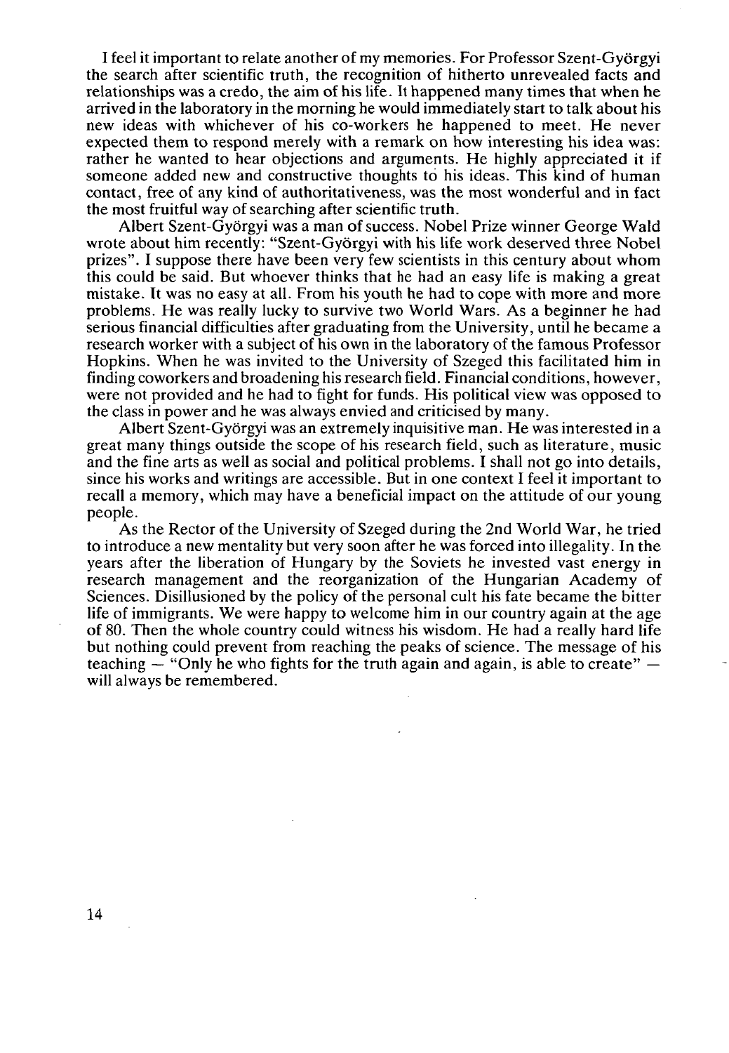I feel it important to relate another of my memories. For Professor Szent-Györgyi the search after scientific truth, the recognition of hitherto unrevealed facts and relationships was a credo, the aim of his life. It happened many times that when he arrived in the laboratory in the morning he would immediately start to talk about his new ideas with whichever of his co-workers he happened to meet. He never expected them to respond merely with a remark on how interesting his idea was: rather he wanted to hear objections and arguments. He highly appreciated it if someone added new and constructive thoughts to his ideas. This kind of human contact, free of any kind of authoritativeness, was the most wonderful and in fact the most fruitful way of searching after scientific truth.

Albert Szent-Györgyi was a man of success. Nobel Prize winner George Wald wrote about him recently: "Szent-Györgyi with his life work deserved three Nobel prizes". I suppose there have been very few scientists in this century about whom this could be said. But whoever thinks that he had an easy life is making a great mistake. It was no easy at all. From his youth he had to cope with more and more problems. He was really lucky to survive two World Wars. As a beginner he had serious financial difficulties after graduating from the University, until he became a research worker with a subject of his own in the laboratory of the famous Professor Hopkins. When he was invited to the University of Szeged this facilitated him in finding coworkers and broadening his research field. Financial conditions, however, were not provided and he had to fight for funds. His political view was opposed to the class in power and he was always envied and criticised by many.

Albert Szent-Györgyi was an extremely inquisitive man. He was interested in a great many things outside the scope of his research field, such as literature, music and the fine arts as well as social and political problems. I shall not go into details, since his works and writings are accessible. But in one context I feel it important to recall a memory, which may have a beneficial impact on the attitude of our young people.

As the Rector of the University of Szeged during the 2nd World War, he tried to introduce a new mentality but very soon after he was forced into illegality. In the years after the liberation of Hungary by the Soviets he invested vast energy in research management and the reorganization of the Hungarian Academy of Sciences. Disillusioned by the policy of the personal cult his fate became the bitter life of immigrants. We were happy to welcome him in our country again at the age of 80. Then the whole country could witness his wisdom. He had a really hard life but nothing could prevent from reaching the peaks of science. The message of his teaching — "Only he who fights for the truth again and again, is able to create" — will always be remembered.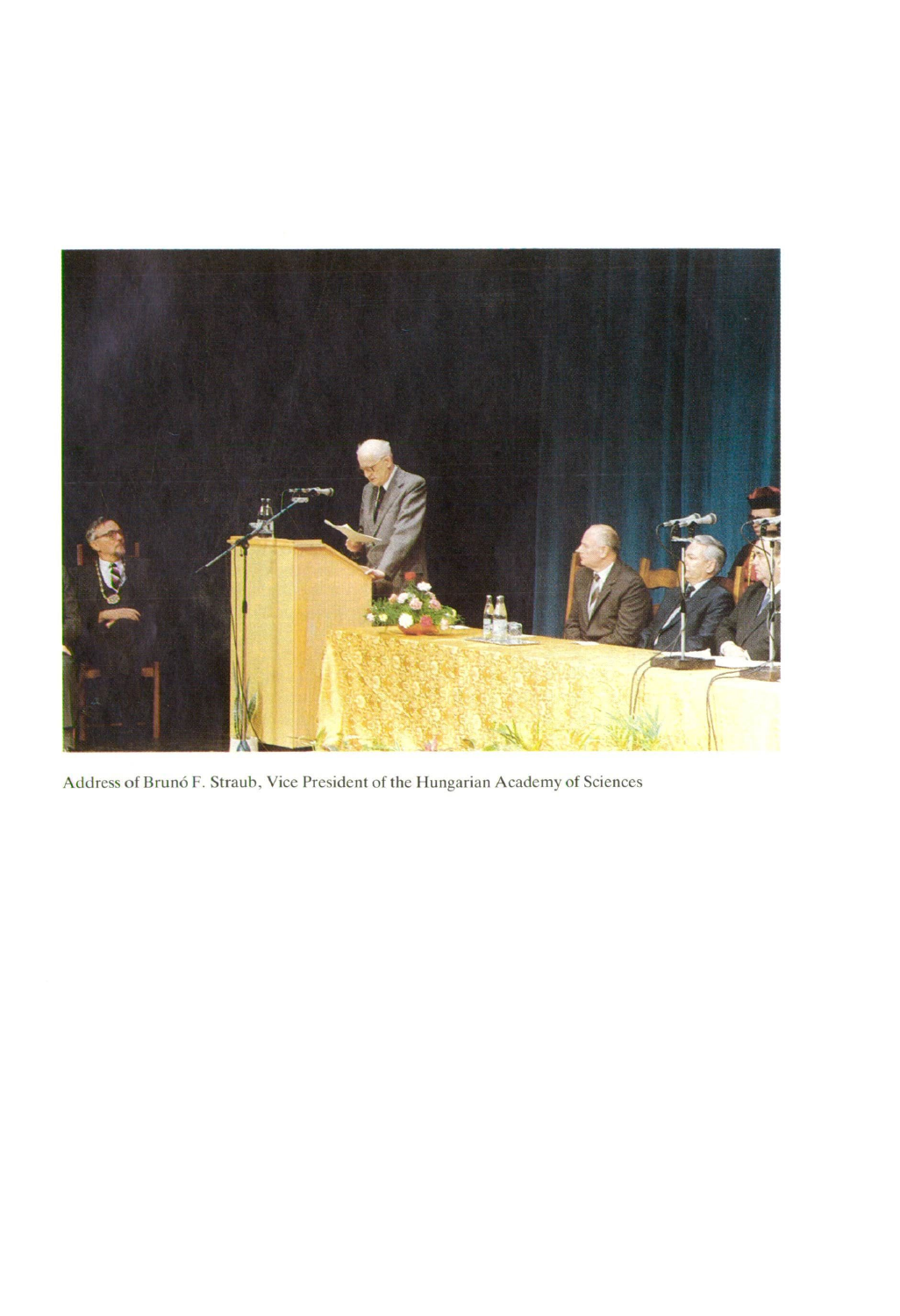Address of Brunó F. Straub, Vice President of the Hungarian Academy of Sciences